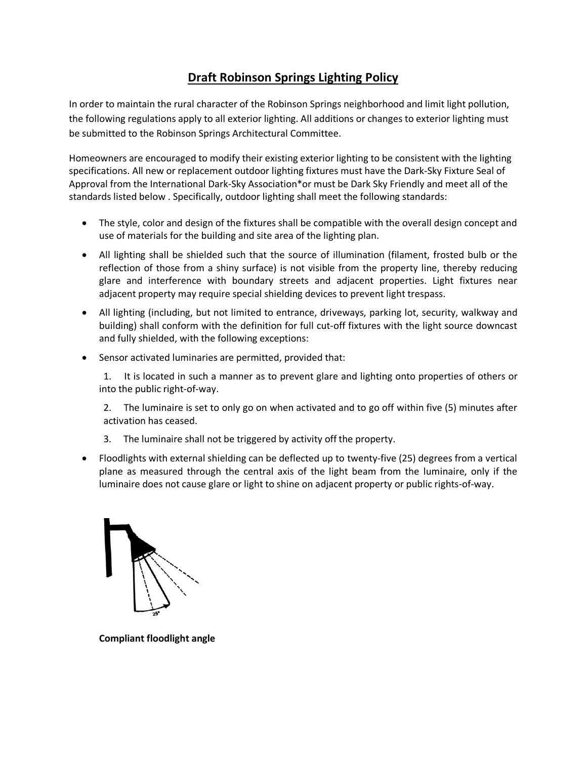# Draft Robinson Springs Lighting Policy

In order to maintain the rural character of the Robinson Springs neighborhood and limit light pollution, the following regulations apply to all exterior lighting. All additions or changes to exterior lighting must be submitted to the Robinson Springs Architectural Committee.

Homeowners are encouraged to modify their existing exterior lighting to be consistent with the lighting specifications. All new or replacement outdoor lighting fixtures must have the Dark-Sky Fixture Seal of Approval from the International Dark-Sky Association*or must be Dark Sky Friendly and meet all of the standards listed below . Specifically, outdoor lighting shall meet the following standards:

- The style, color and design of the fixtures shall be compatible with the overall design concept and use of materials for the building and site area of the lighting plan.
- All lighting shall be shielded such that the source of illumination (filament, frosted bulb or the reflection of those from a shiny surface) is not visible from the property line, thereby reducing glare and interference with boundary streets and adjacent properties. Light fixtures near adjacent property may require special shielding devices to prevent light trespass.
- All lighting (including, but not limited to entrance, driveways, parking lot, security, walkway and building) shall conform with the definition for full cut-off fixtures with the light source downcast and fully shielded, with the following exceptions:
- Sensor activated luminaries are permitted, provided that:

  1. It is located in such a manner as to prevent glare and lighting onto properties of others or into the public right-of-way.
  2. The luminaire is set to only go on when activated and to go off within five (5) minutes after activation has ceased.
  3. The luminaire shall not be triggered by activity off the property.

- Floodlights with external shielding can be deflected up to twenty-five (25) degrees from a vertical plane as measured through the central axis of the light beam from the luminaire, only if the luminaire does not cause glare or light to shine on adjacent property or public rights-of-way.

**Compliant floodlight angle**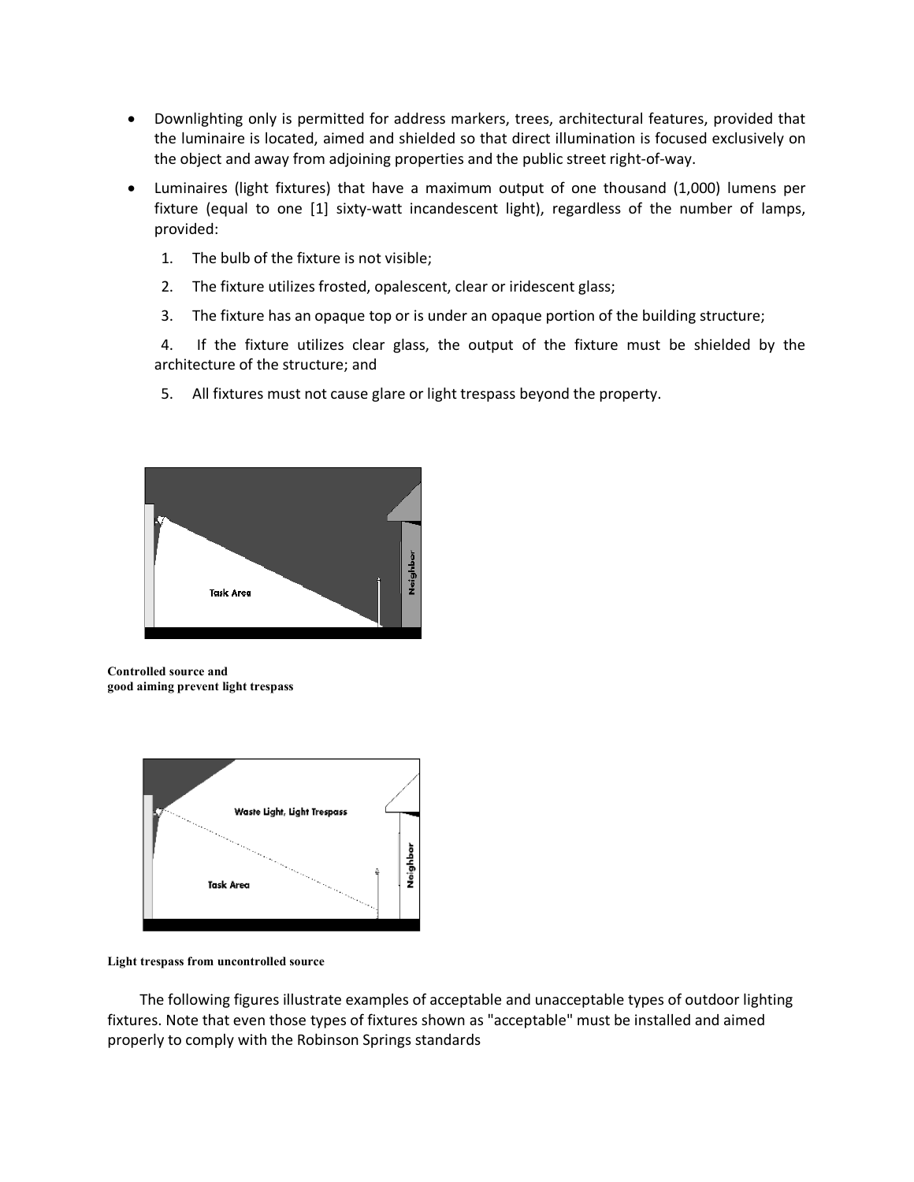- Downlighting only is permitted for address markers, trees, architectural features, provided that the luminaire is located, aimed and shielded so that direct illumination is focused exclusively on the object and away from adjoining properties and the public street right-of-way.
- Luminaires (light fixtures) that have a maximum output of one thousand (1,000) lumens per fixture (equal to one [1] sixty-watt incandescent light), regardless of the number of lamps, provided:
  1. The bulb of the fixture is not visible;
  2. The fixture utilizes frosted, opalescent, clear or iridescent glass;
  3. The fixture has an opaque top or is under an opaque portion of the building structure;
  4. If the fixture utilizes clear glass, the output of the fixture must be shielded by the architecture of the structure; and
  5. All fixtures must not cause glare or light trespass beyond the property.

**Controlled source and good aiming prevent light trespass**

**Light trespass from uncontrolled source**

The following figures illustrate examples of acceptable and unacceptable types of outdoor lighting fixtures. Note that even those types of fixtures shown as "acceptable" must be installed and aimed properly to comply with the Robinson Springs standards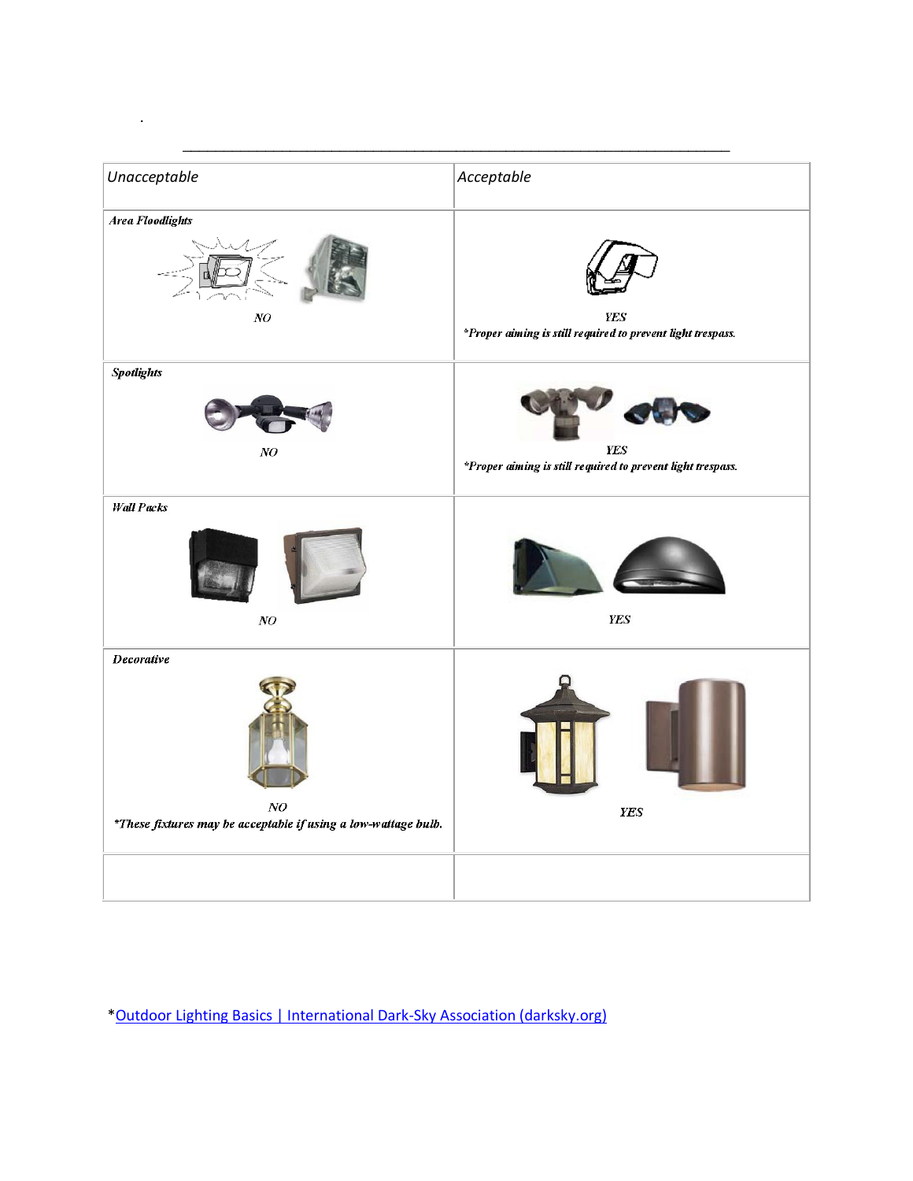| Unacceptable | Acceptable |
| --- | --- |
| ***Area Floodlights*** <br> *NO* | *YES* <br> *\*Proper aiming is still required to prevent light trespass.* |
| ***Spotlights*** <br> *NO* | *YES* <br> *\*Proper aiming is still required to prevent light trespass.* |
| ***Wall Packs*** <br> *NO* | *YES* |
| ***Decorative*** <br> *NO* <br> *\*These fixtures may be acceptable if using a low-wattage bulb.* | *YES* |
| | |

*[Outdoor Lighting Basics | International Dark-Sky Association (darksky.org)]